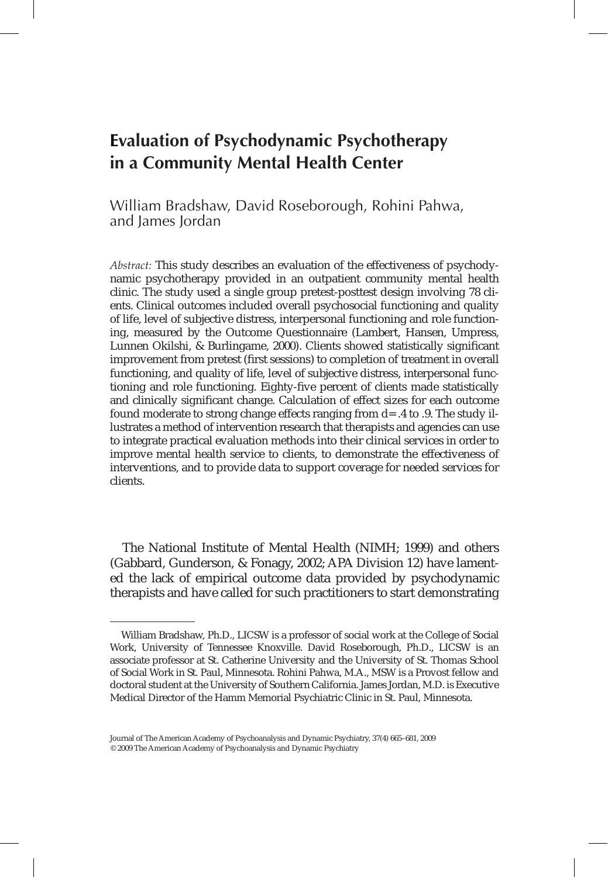# Evaluation of Psychodynamic Psychotherapy in a Community Mental Health Center

William Bradshaw, David Roseborough, Rohini Pahwa, and James Jordan

*Abstract:* This study describes an evaluation of the effectiveness of psychodynamic psychotherapy provided in an outpatient community mental health clinic. The study used a single group pretest-posttest design involving 78 clients. Clinical outcomes included overall psychosocial functioning and quality of life, level of subjective distress, interpersonal functioning and role functioning, measured by the Outcome Questionnaire (Lambert, Hansen, Umpress, Lunnen Okilshi, & Burlingame, 2000). Clients showed statistically significant improvement from pretest (first sessions) to completion of treatment in overall functioning, and quality of life, level of subjective distress, interpersonal functioning and role functioning. Eighty-five percent of clients made statistically and clinically significant change. Calculation of effect sizes for each outcome found moderate to strong change effects ranging from d= .4 to .9. The study illustrates a method of intervention research that therapists and agencies can use to integrate practical evaluation methods into their clinical services in order to improve mental health service to clients, to demonstrate the effectiveness of interventions, and to provide data to support coverage for needed services for clients.

The National Institute of Mental Health (NIMH; 1999) and others (Gabbard, Gunderson, & Fonagy, 2002; APA Division 12) have lamented the lack of empirical outcome data provided by psychodynamic therapists and have called for such practitioners to start demonstrating

---

William Bradshaw, Ph.D., LICSW is a professor of social work at the College of Social Work, University of Tennessee Knoxville. David Roseborough, Ph.D., LICSW is an associate professor at St. Catherine University and the University of St. Thomas School of Social Work in St. Paul, Minnesota. Rohini Pahwa, M.A., MSW is a Provost fellow and doctoral student at the University of Southern California. James Jordan, M.D. is Executive Medical Director of the Hamm Memorial Psychiatric Clinic in St. Paul, Minnesota.

Journal of The American Academy of Psychoanalysis and Dynamic Psychiatry, 37(4) 665–681, 2009
© 2009 The American Academy of Psychoanalysis and Dynamic Psychiatry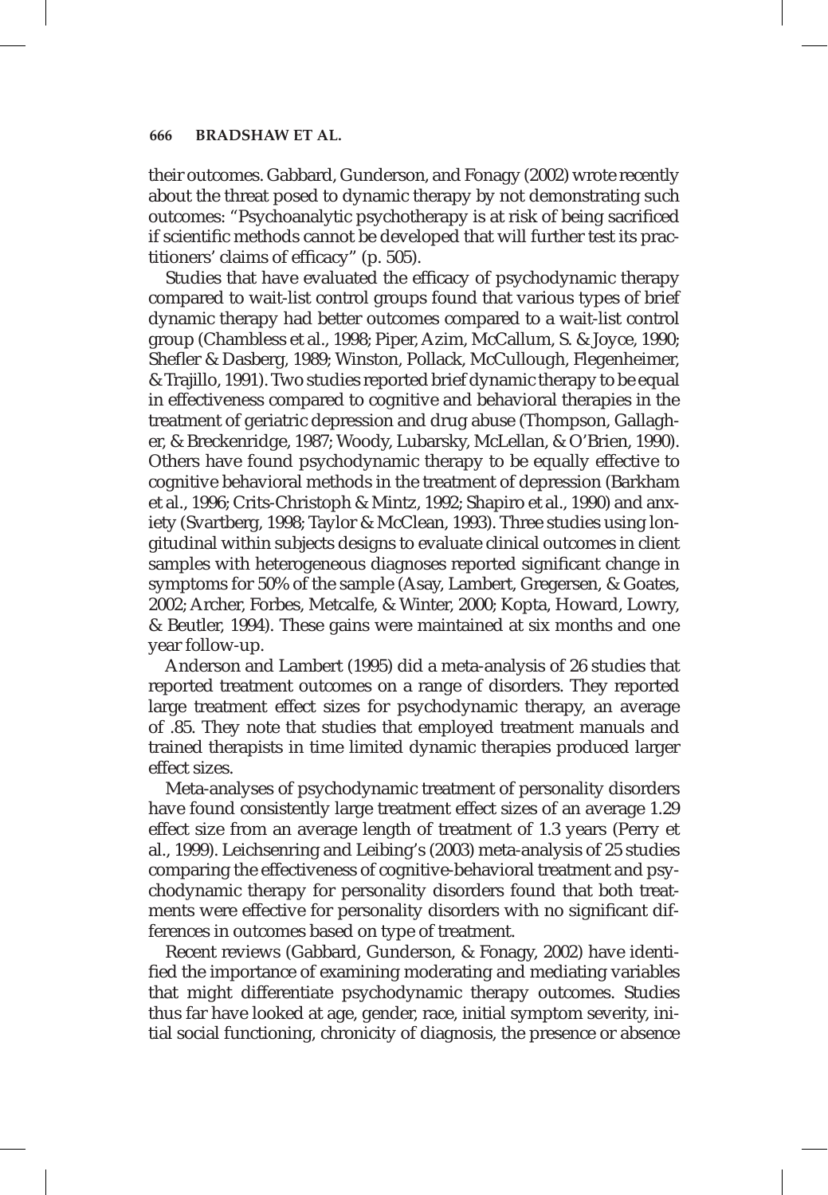their outcomes. Gabbard, Gunderson, and Fonagy (2002) wrote recently about the threat posed to dynamic therapy by not demonstrating such outcomes: "Psychoanalytic psychotherapy is at risk of being sacrificed if scientific methods cannot be developed that will further test its practitioners' claims of efficacy" (p. 505).

Studies that have evaluated the efficacy of psychodynamic therapy compared to wait-list control groups found that various types of brief dynamic therapy had better outcomes compared to a wait-list control group (Chambless et al., 1998; Piper, Azim, McCallum, S. & Joyce, 1990; Shefler & Dasberg, 1989; Winston, Pollack, McCullough, Flegenheimer, & Trajillo, 1991). Two studies reported brief dynamic therapy to be equal in effectiveness compared to cognitive and behavioral therapies in the treatment of geriatric depression and drug abuse (Thompson, Gallagher, & Breckenridge, 1987; Woody, Lubarsky, McLellan, & O'Brien, 1990). Others have found psychodynamic therapy to be equally effective to cognitive behavioral methods in the treatment of depression (Barkham et al., 1996; Crits-Christoph & Mintz, 1992; Shapiro et al., 1990) and anxiety (Svartberg, 1998; Taylor & McClean, 1993). Three studies using longitudinal within subjects designs to evaluate clinical outcomes in client samples with heterogeneous diagnoses reported significant change in symptoms for 50% of the sample (Asay, Lambert, Gregersen, & Goates, 2002; Archer, Forbes, Metcalfe, & Winter, 2000; Kopta, Howard, Lowry, & Beutler, 1994). These gains were maintained at six months and one year follow-up.

Anderson and Lambert (1995) did a meta-analysis of 26 studies that reported treatment outcomes on a range of disorders. They reported large treatment effect sizes for psychodynamic therapy, an average of .85. They note that studies that employed treatment manuals and trained therapists in time limited dynamic therapies produced larger effect sizes.

Meta-analyses of psychodynamic treatment of personality disorders have found consistently large treatment effect sizes of an average 1.29 effect size from an average length of treatment of 1.3 years (Perry et al., 1999). Leichsenring and Leibing's (2003) meta-analysis of 25 studies comparing the effectiveness of cognitive-behavioral treatment and psychodynamic therapy for personality disorders found that both treatments were effective for personality disorders with no significant differences in outcomes based on type of treatment.

Recent reviews (Gabbard, Gunderson, & Fonagy, 2002) have identified the importance of examining moderating and mediating variables that might differentiate psychodynamic therapy outcomes. Studies thus far have looked at age, gender, race, initial symptom severity, initial social functioning, chronicity of diagnosis, the presence or absence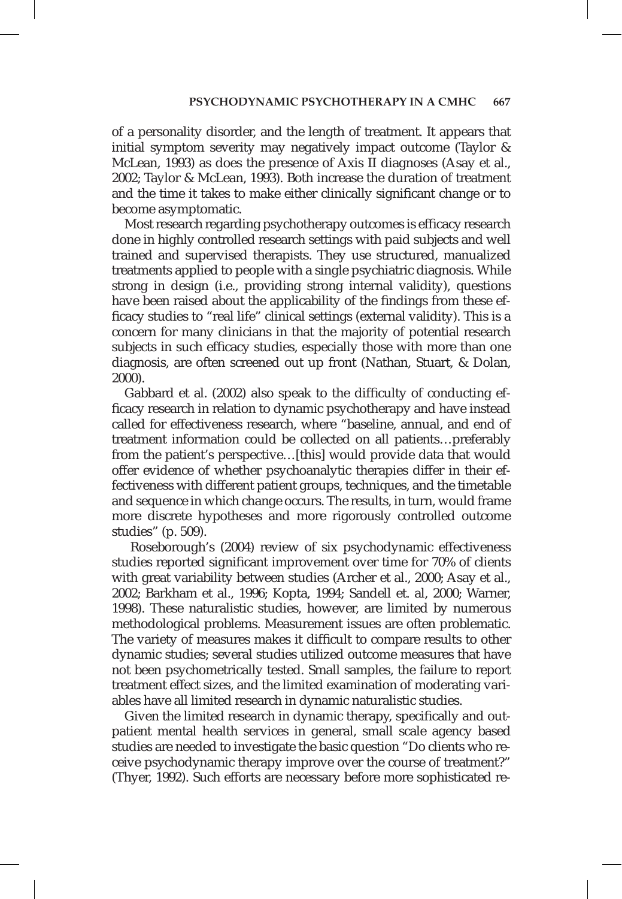of a personality disorder, and the length of treatment. It appears that initial symptom severity may negatively impact outcome (Taylor & McLean, 1993) as does the presence of Axis II diagnoses (Asay et al., 2002; Taylor & McLean, 1993). Both increase the duration of treatment and the time it takes to make either clinically significant change or to become asymptomatic.

Most research regarding psychotherapy outcomes is efficacy research done in highly controlled research settings with paid subjects and well trained and supervised therapists. They use structured, manualized treatments applied to people with a single psychiatric diagnosis. While strong in design (i.e., providing strong internal validity), questions have been raised about the applicability of the findings from these efficacy studies to "real life" clinical settings (external validity). This is a concern for many clinicians in that the majority of potential research subjects in such efficacy studies, especially those with more than one diagnosis, are often screened out up front (Nathan, Stuart, & Dolan, 2000).

Gabbard et al. (2002) also speak to the difficulty of conducting efficacy research in relation to dynamic psychotherapy and have instead called for effectiveness research, where "baseline, annual, and end of treatment information could be collected on all patients…preferably from the patient's perspective…[this] would provide data that would offer evidence of whether psychoanalytic therapies differ in their effectiveness with different patient groups, techniques, and the timetable and sequence in which change occurs. The results, in turn, would frame more discrete hypotheses and more rigorously controlled outcome studies" (p. 509).

Roseborough's (2004) review of six psychodynamic effectiveness studies reported significant improvement over time for 70% of clients with great variability between studies (Archer et al., 2000; Asay et al., 2002; Barkham et al., 1996; Kopta, 1994; Sandell et. al, 2000; Warner, 1998). These naturalistic studies, however, are limited by numerous methodological problems. Measurement issues are often problematic. The variety of measures makes it difficult to compare results to other dynamic studies; several studies utilized outcome measures that have not been psychometrically tested. Small samples, the failure to report treatment effect sizes, and the limited examination of moderating variables have all limited research in dynamic naturalistic studies.

Given the limited research in dynamic therapy, specifically and outpatient mental health services in general, small scale agency based studies are needed to investigate the basic question "Do clients who receive psychodynamic therapy improve over the course of treatment?" (Thyer, 1992). Such efforts are necessary before more sophisticated re-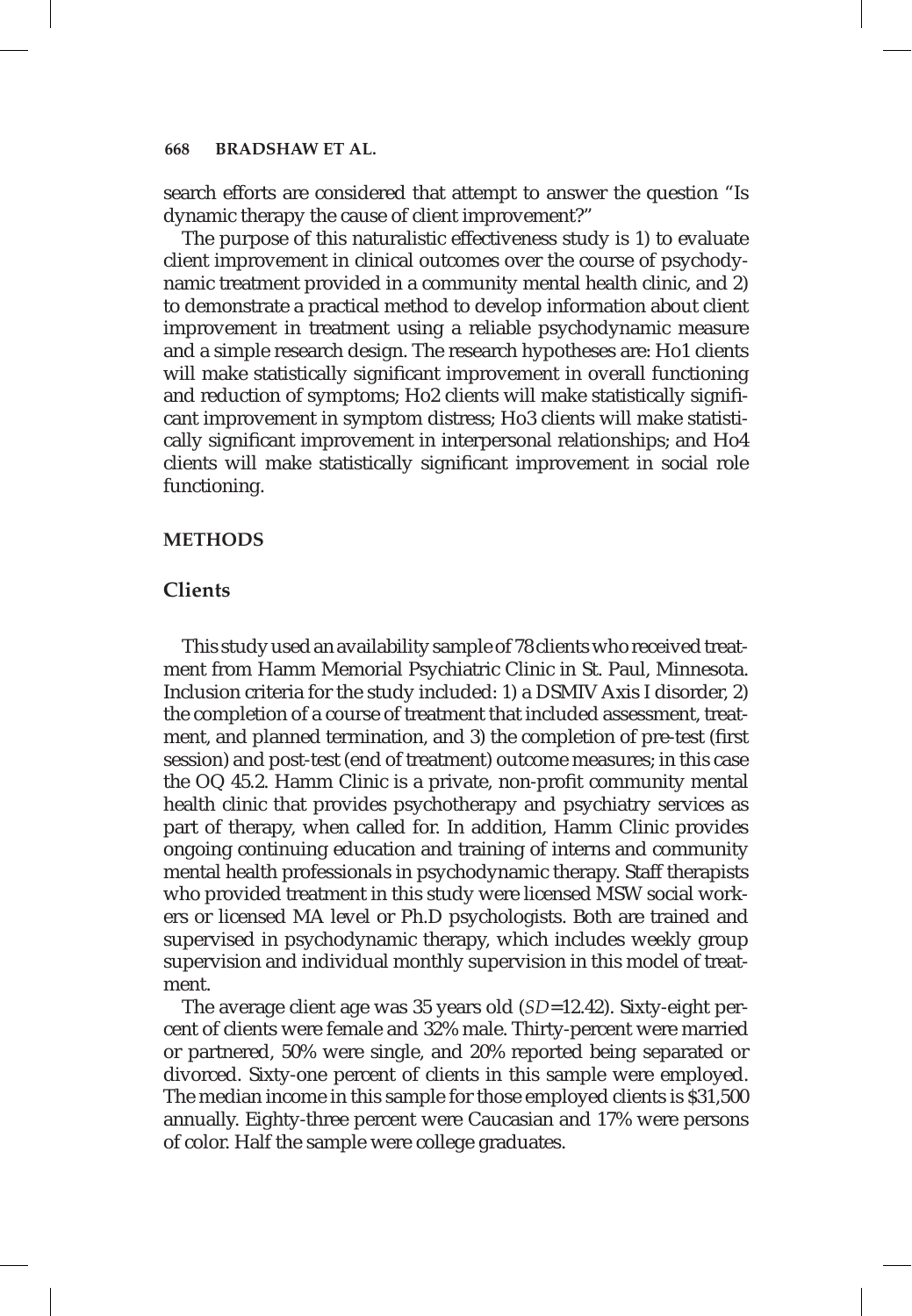search efforts are considered that attempt to answer the question "Is dynamic therapy the cause of client improvement?"

The purpose of this naturalistic effectiveness study is 1) to evaluate client improvement in clinical outcomes over the course of psychodynamic treatment provided in a community mental health clinic, and 2) to demonstrate a practical method to develop information about client improvement in treatment using a reliable psychodynamic measure and a simple research design. The research hypotheses are: Ho1 clients will make statistically significant improvement in overall functioning and reduction of symptoms; Ho2 clients will make statistically significant improvement in symptom distress; Ho3 clients will make statistically significant improvement in interpersonal relationships; and Ho4 clients will make statistically significant improvement in social role functioning.

## METHODS

### Clients

This study used an availability sample of 78 clients who received treatment from Hamm Memorial Psychiatric Clinic in St. Paul, Minnesota. Inclusion criteria for the study included: 1) a DSMIV Axis I disorder, 2) the completion of a course of treatment that included assessment, treatment, and planned termination, and 3) the completion of pre-test (first session) and post-test (end of treatment) outcome measures; in this case the OQ 45.2. Hamm Clinic is a private, non-profit community mental health clinic that provides psychotherapy and psychiatry services as part of therapy, when called for. In addition, Hamm Clinic provides ongoing continuing education and training of interns and community mental health professionals in psychodynamic therapy. Staff therapists who provided treatment in this study were licensed MSW social workers or licensed MA level or Ph.D psychologists. Both are trained and supervised in psychodynamic therapy, which includes weekly group supervision and individual monthly supervision in this model of treatment.

The average client age was 35 years old (*SD*=12.42). Sixty-eight percent of clients were female and 32% male. Thirty-percent were married or partnered, 50% were single, and 20% reported being separated or divorced. Sixty-one percent of clients in this sample were employed. The median income in this sample for those employed clients is $31,500 annually. Eighty-three percent were Caucasian and 17% were persons of color. Half the sample were college graduates.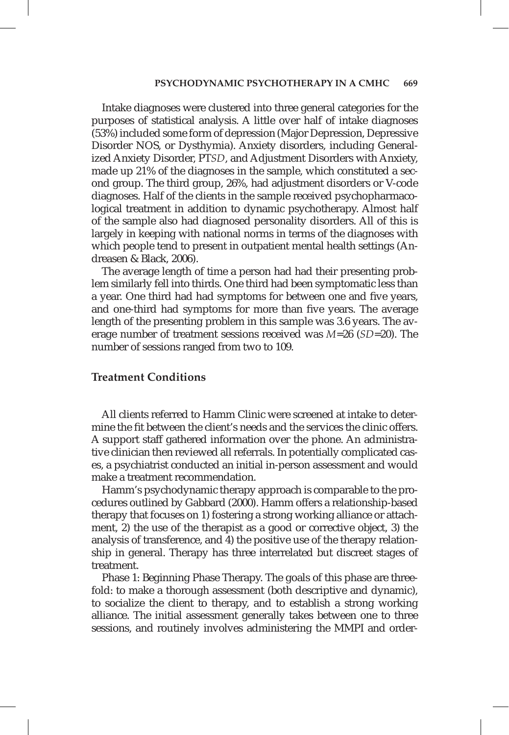Intake diagnoses were clustered into three general categories for the purposes of statistical analysis. A little over half of intake diagnoses (53%) included some form of depression (Major Depression, Depressive Disorder NOS, or Dysthymia). Anxiety disorders, including Generalized Anxiety Disorder, PT*SD*, and Adjustment Disorders with Anxiety, made up 21% of the diagnoses in the sample, which constituted a second group. The third group, 26%, had adjustment disorders or V-code diagnoses. Half of the clients in the sample received psychopharmacological treatment in addition to dynamic psychotherapy. Almost half of the sample also had diagnosed personality disorders. All of this is largely in keeping with national norms in terms of the diagnoses with which people tend to present in outpatient mental health settings (Andreasen & Black, 2006).

The average length of time a person had had their presenting problem similarly fell into thirds. One third had been symptomatic less than a year. One third had had symptoms for between one and five years, and one-third had symptoms for more than five years. The average length of the presenting problem in this sample was 3.6 years. The average number of treatment sessions received was $M$=26 ($SD$=20). The number of sessions ranged from two to 109.

## Treatment Conditions

All clients referred to Hamm Clinic were screened at intake to determine the fit between the client's needs and the services the clinic offers. A support staff gathered information over the phone. An administrative clinician then reviewed all referrals. In potentially complicated cases, a psychiatrist conducted an initial in-person assessment and would make a treatment recommendation.

Hamm's psychodynamic therapy approach is comparable to the procedures outlined by Gabbard (2000). Hamm offers a relationship-based therapy that focuses on 1) fostering a strong working alliance or attachment, 2) the use of the therapist as a good or corrective object, 3) the analysis of transference, and 4) the positive use of the therapy relationship in general. Therapy has three interrelated but discreet stages of treatment.

Phase 1: Beginning Phase Therapy. The goals of this phase are threefold: to make a thorough assessment (both descriptive and dynamic), to socialize the client to therapy, and to establish a strong working alliance. The initial assessment generally takes between one to three sessions, and routinely involves administering the MMPI and order-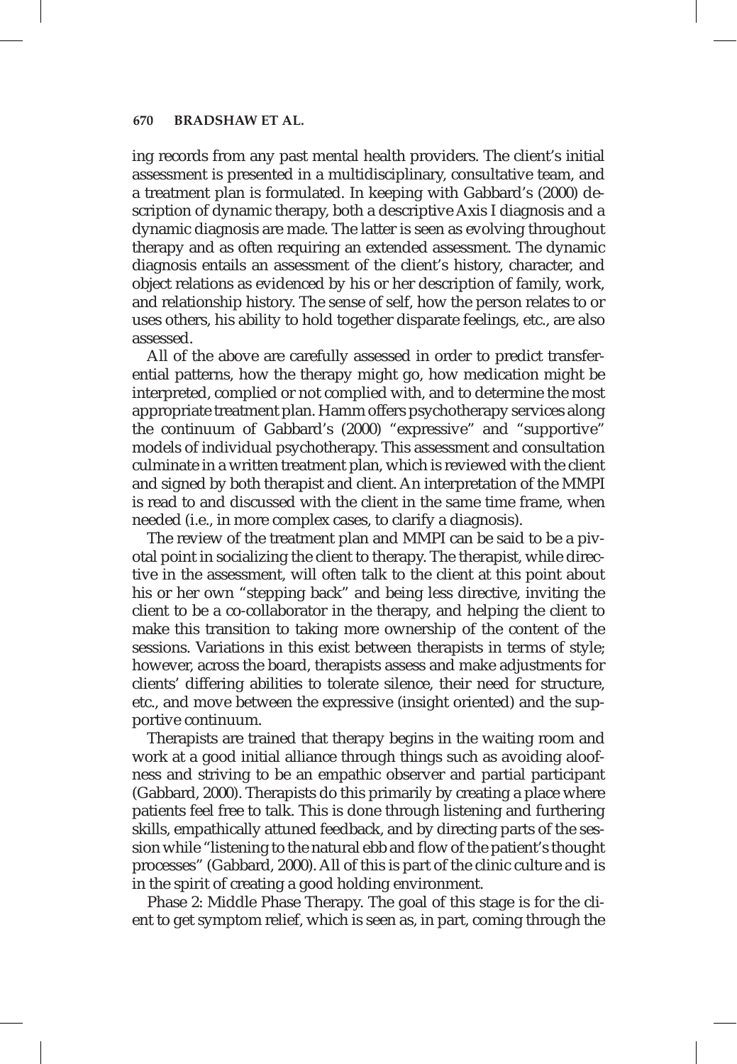ing records from any past mental health providers. The client's initial assessment is presented in a multidisciplinary, consultative team, and a treatment plan is formulated. In keeping with Gabbard's (2000) description of dynamic therapy, both a descriptive Axis I diagnosis and a dynamic diagnosis are made. The latter is seen as evolving throughout therapy and as often requiring an extended assessment. The dynamic diagnosis entails an assessment of the client's history, character, and object relations as evidenced by his or her description of family, work, and relationship history. The sense of self, how the person relates to or uses others, his ability to hold together disparate feelings, etc., are also assessed.

All of the above are carefully assessed in order to predict transferential patterns, how the therapy might go, how medication might be interpreted, complied or not complied with, and to determine the most appropriate treatment plan. Hamm offers psychotherapy services along the continuum of Gabbard's (2000) "expressive" and "supportive" models of individual psychotherapy. This assessment and consultation culminate in a written treatment plan, which is reviewed with the client and signed by both therapist and client. An interpretation of the MMPI is read to and discussed with the client in the same time frame, when needed (i.e., in more complex cases, to clarify a diagnosis).

The review of the treatment plan and MMPI can be said to be a pivotal point in socializing the client to therapy. The therapist, while directive in the assessment, will often talk to the client at this point about his or her own "stepping back" and being less directive, inviting the client to be a co-collaborator in the therapy, and helping the client to make this transition to taking more ownership of the content of the sessions. Variations in this exist between therapists in terms of style; however, across the board, therapists assess and make adjustments for clients' differing abilities to tolerate silence, their need for structure, etc., and move between the expressive (insight oriented) and the supportive continuum.

Therapists are trained that therapy begins in the waiting room and work at a good initial alliance through things such as avoiding aloofness and striving to be an empathic observer and partial participant (Gabbard, 2000). Therapists do this primarily by creating a place where patients feel free to talk. This is done through listening and furthering skills, empathically attuned feedback, and by directing parts of the session while "listening to the natural ebb and flow of the patient's thought processes" (Gabbard, 2000). All of this is part of the clinic culture and is in the spirit of creating a good holding environment.

Phase 2: Middle Phase Therapy. The goal of this stage is for the client to get symptom relief, which is seen as, in part, coming through the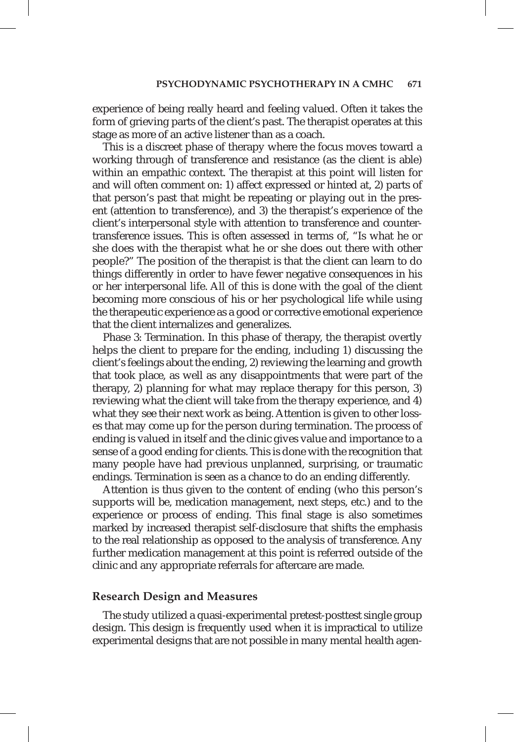experience of being really heard and feeling valued. Often it takes the form of grieving parts of the client's past. The therapist operates at this stage as more of an active listener than as a coach.

This is a discreet phase of therapy where the focus moves toward a working through of transference and resistance (as the client is able) within an empathic context. The therapist at this point will listen for and will often comment on: 1) affect expressed or hinted at, 2) parts of that person's past that might be repeating or playing out in the present (attention to transference), and 3) the therapist's experience of the client's interpersonal style with attention to transference and countertransference issues. This is often assessed in terms of, "Is what he or she does with the therapist what he or she does out there with other people?" The position of the therapist is that the client can learn to do things differently in order to have fewer negative consequences in his or her interpersonal life. All of this is done with the goal of the client becoming more conscious of his or her psychological life while using the therapeutic experience as a good or corrective emotional experience that the client internalizes and generalizes.

Phase 3: Termination. In this phase of therapy, the therapist overtly helps the client to prepare for the ending, including 1) discussing the client's feelings about the ending, 2) reviewing the learning and growth that took place, as well as any disappointments that were part of the therapy, 2) planning for what may replace therapy for this person, 3) reviewing what the client will take from the therapy experience, and 4) what they see their next work as being. Attention is given to other losses that may come up for the person during termination. The process of ending is valued in itself and the clinic gives value and importance to a sense of a good ending for clients. This is done with the recognition that many people have had previous unplanned, surprising, or traumatic endings. Termination is seen as a chance to do an ending differently.

Attention is thus given to the content of ending (who this person's supports will be, medication management, next steps, etc.) and to the experience or process of ending. This final stage is also sometimes marked by increased therapist self-disclosure that shifts the emphasis to the real relationship as opposed to the analysis of transference. Any further medication management at this point is referred outside of the clinic and any appropriate referrals for aftercare are made.

## Research Design and Measures

The study utilized a quasi-experimental pretest-posttest single group design. This design is frequently used when it is impractical to utilize experimental designs that are not possible in many mental health agen-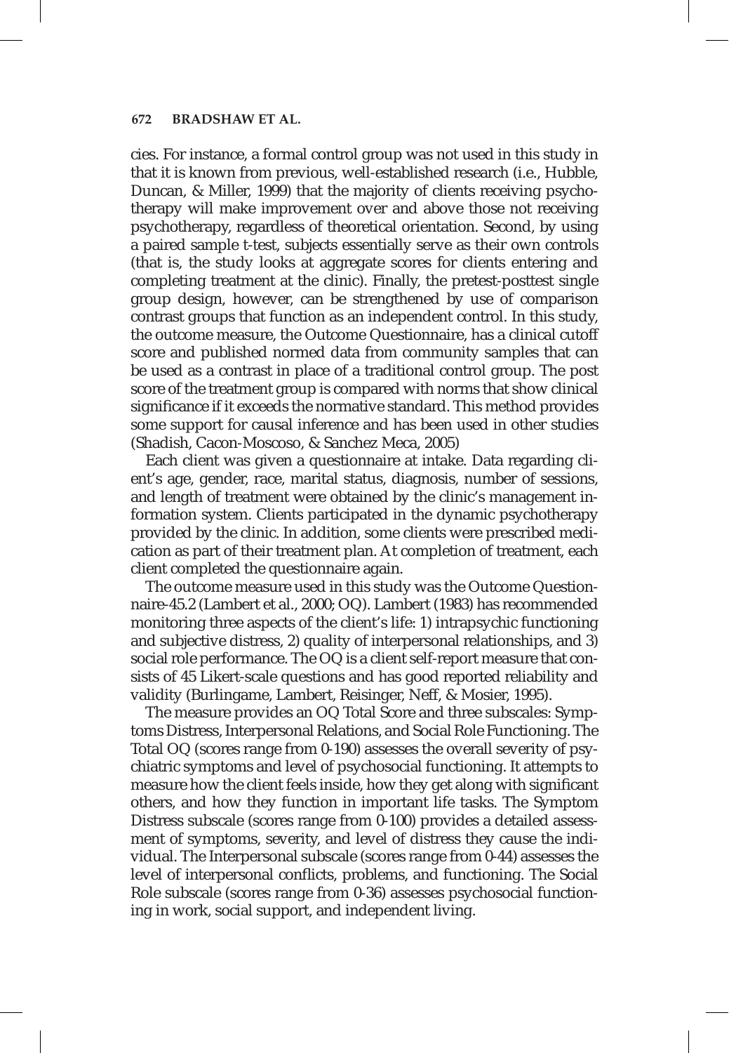cies. For instance, a formal control group was not used in this study in that it is known from previous, well-established research (i.e., Hubble, Duncan, & Miller, 1999) that the majority of clients receiving psychotherapy will make improvement over and above those not receiving psychotherapy, regardless of theoretical orientation. Second, by using a paired sample t-test, subjects essentially serve as their own controls (that is, the study looks at aggregate scores for clients entering and completing treatment at the clinic). Finally, the pretest-posttest single group design, however, can be strengthened by use of comparison contrast groups that function as an independent control. In this study, the outcome measure, the Outcome Questionnaire, has a clinical cutoff score and published normed data from community samples that can be used as a contrast in place of a traditional control group. The post score of the treatment group is compared with norms that show clinical significance if it exceeds the normative standard. This method provides some support for causal inference and has been used in other studies (Shadish, Cacon-Moscoso, & Sanchez Meca, 2005)

Each client was given a questionnaire at intake. Data regarding client's age, gender, race, marital status, diagnosis, number of sessions, and length of treatment were obtained by the clinic's management information system. Clients participated in the dynamic psychotherapy provided by the clinic. In addition, some clients were prescribed medication as part of their treatment plan. At completion of treatment, each client completed the questionnaire again.

The outcome measure used in this study was the Outcome Questionnaire-45.2 (Lambert et al., 2000; OQ). Lambert (1983) has recommended monitoring three aspects of the client's life: 1) intrapsychic functioning and subjective distress, 2) quality of interpersonal relationships, and 3) social role performance. The OQ is a client self-report measure that consists of 45 Likert-scale questions and has good reported reliability and validity (Burlingame, Lambert, Reisinger, Neff, & Mosier, 1995).

The measure provides an OQ Total Score and three subscales: Symptoms Distress, Interpersonal Relations, and Social Role Functioning. The Total OQ (scores range from 0-190) assesses the overall severity of psychiatric symptoms and level of psychosocial functioning. It attempts to measure how the client feels inside, how they get along with significant others, and how they function in important life tasks. The Symptom Distress subscale (scores range from 0-100) provides a detailed assessment of symptoms, severity, and level of distress they cause the individual. The Interpersonal subscale (scores range from 0-44) assesses the level of interpersonal conflicts, problems, and functioning. The Social Role subscale (scores range from 0-36) assesses psychosocial functioning in work, social support, and independent living.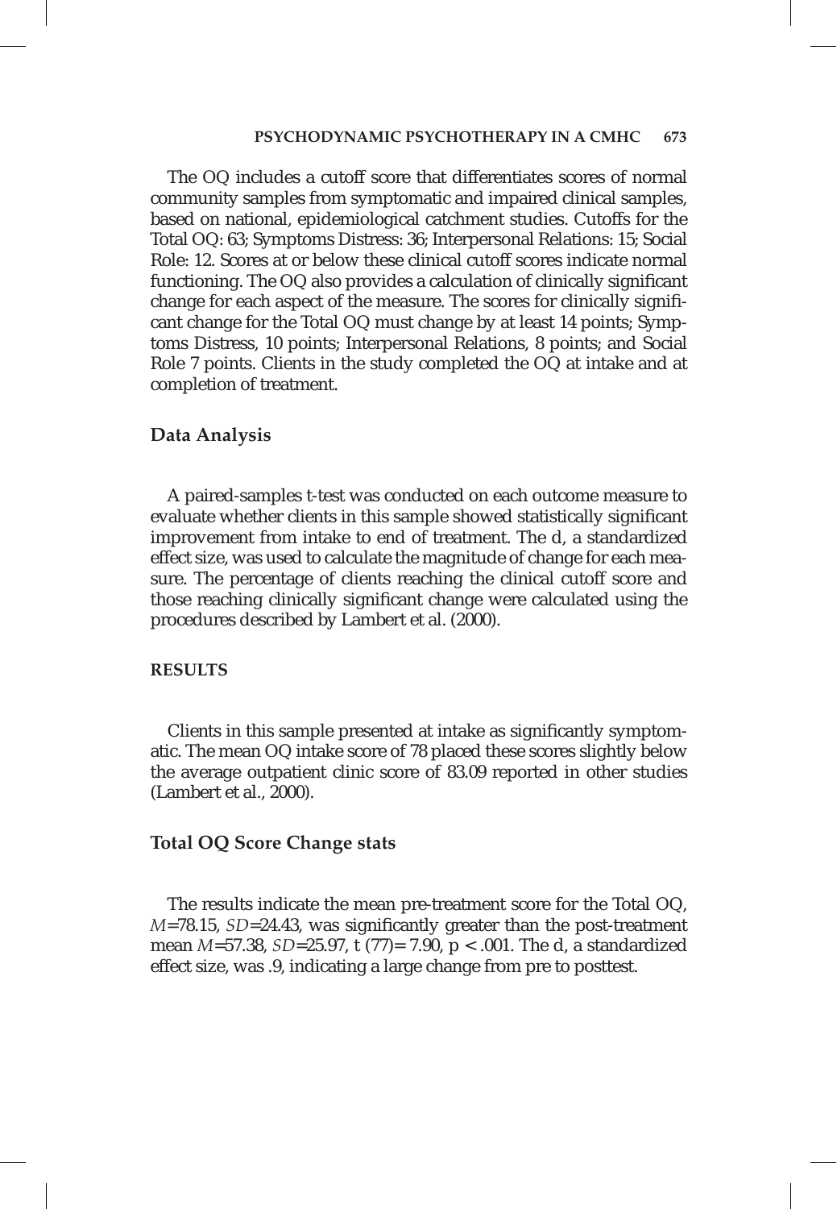The OQ includes a cutoff score that differentiates scores of normal community samples from symptomatic and impaired clinical samples, based on national, epidemiological catchment studies. Cutoffs for the Total OQ: 63; Symptoms Distress: 36; Interpersonal Relations: 15; Social Role: 12. Scores at or below these clinical cutoff scores indicate normal functioning. The OQ also provides a calculation of clinically significant change for each aspect of the measure. The scores for clinically significant change for the Total OQ must change by at least 14 points; Symptoms Distress, 10 points; Interpersonal Relations, 8 points; and Social Role 7 points. Clients in the study completed the OQ at intake and at completion of treatment.

### Data Analysis

A paired-samples t-test was conducted on each outcome measure to evaluate whether clients in this sample showed statistically significant improvement from intake to end of treatment. The d, a standardized effect size, was used to calculate the magnitude of change for each measure. The percentage of clients reaching the clinical cutoff score and those reaching clinically significant change were calculated using the procedures described by Lambert et al. (2000).

## RESULTS

Clients in this sample presented at intake as significantly symptomatic. The mean OQ intake score of 78 placed these scores slightly below the average outpatient clinic score of 83.09 reported in other studies (Lambert et al., 2000).

### Total OQ Score Change stats

The results indicate the mean pre-treatment score for the Total OQ, $M$=78.15, $SD$=24.43, was significantly greater than the post-treatment mean $M$=57.38, $SD$=25.97, $t\,(77)= 7.90$, $p < .001$. The d, a standardized effect size, was .9, indicating a large change from pre to posttest.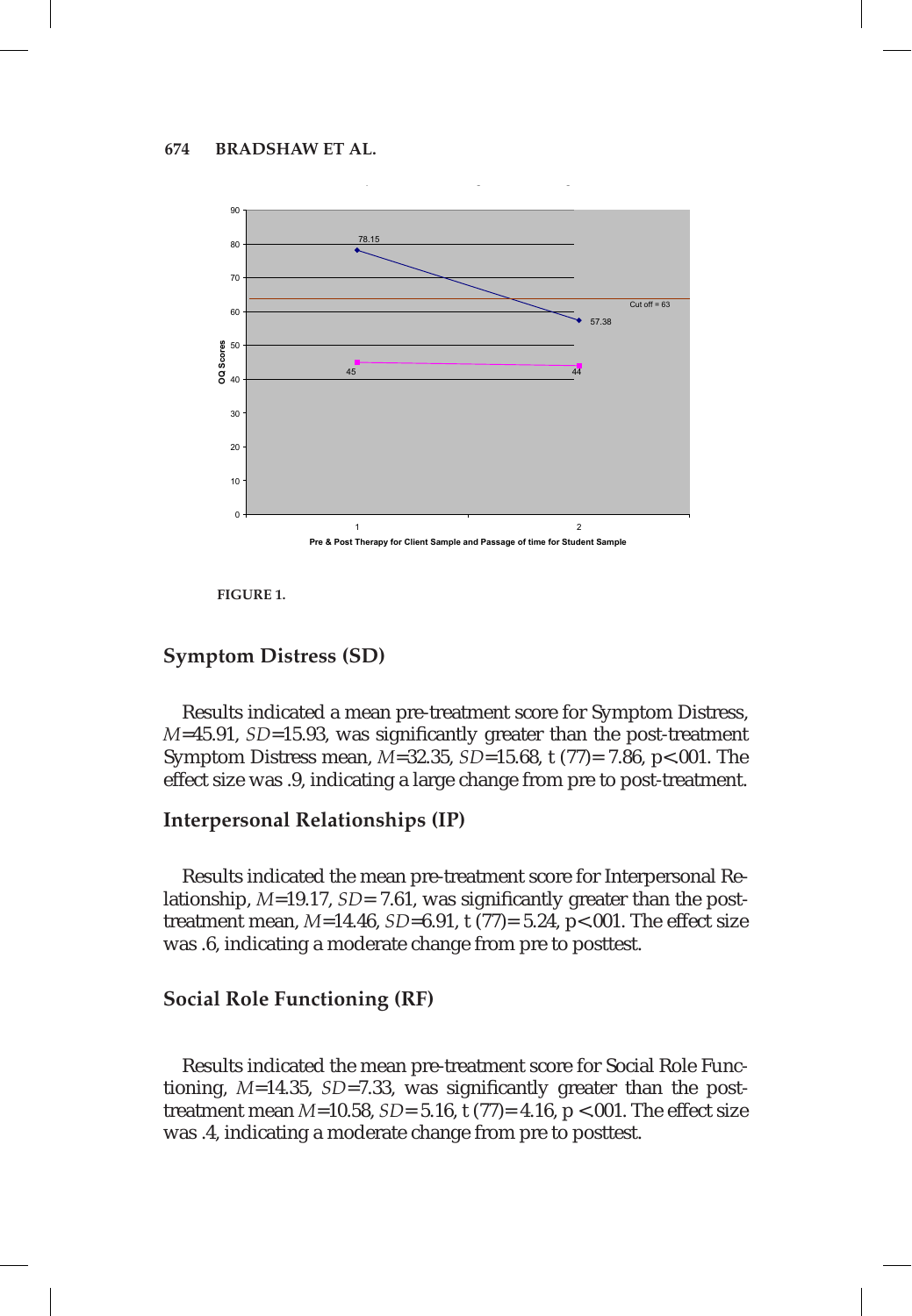FIGURE 1.

## Symptom Distress (SD)

Results indicated a mean pre-treatment score for Symptom Distress, $M$=45.91, $SD$=15.93, was significantly greater than the post-treatment Symptom Distress mean, $M$=32.35, $SD$=15.68, t (77)= 7.86, p<.001. The effect size was .9, indicating a large change from pre to post-treatment.

## Interpersonal Relationships (IP)

Results indicated the mean pre-treatment score for Interpersonal Relationship, $M$=19.17, $SD$= 7.61, was significantly greater than the post-treatment mean, $M$=14.46, $SD$=6.91, t (77)= 5.24, p<.001. The effect size was .6, indicating a moderate change from pre to posttest.

## Social Role Functioning (RF)

Results indicated the mean pre-treatment score for Social Role Functioning, $M$=14.35, $SD$=7.33, was significantly greater than the post-treatment mean $M$=10.58, $SD$= 5.16, t (77)= 4.16, p <.001. The effect size was .4, indicating a moderate change from pre to posttest.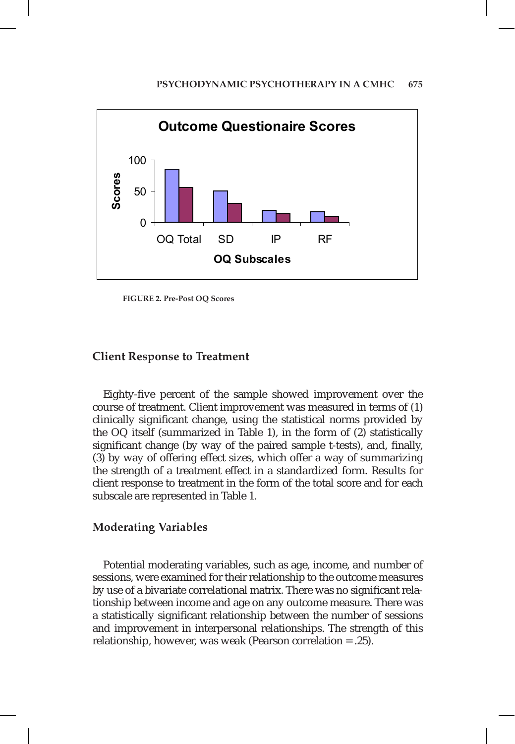FIGURE 2. Pre-Post OQ Scores

### Client Response to Treatment

Eighty-five percent of the sample showed improvement over the course of treatment. Client improvement was measured in terms of (1) clinically significant change, using the statistical norms provided by the OQ itself (summarized in Table 1), in the form of (2) statistically significant change (by way of the paired sample t-tests), and, finally, (3) by way of offering effect sizes, which offer a way of summarizing the strength of a treatment effect in a standardized form. Results for client response to treatment in the form of the total score and for each subscale are represented in Table 1.

### Moderating Variables

Potential moderating variables, such as age, income, and number of sessions, were examined for their relationship to the outcome measures by use of a bivariate correlational matrix. There was no significant relationship between income and age on any outcome measure. There was a statistically significant relationship between the number of sessions and improvement in interpersonal relationships. The strength of this relationship, however, was weak (Pearson correlation = .25).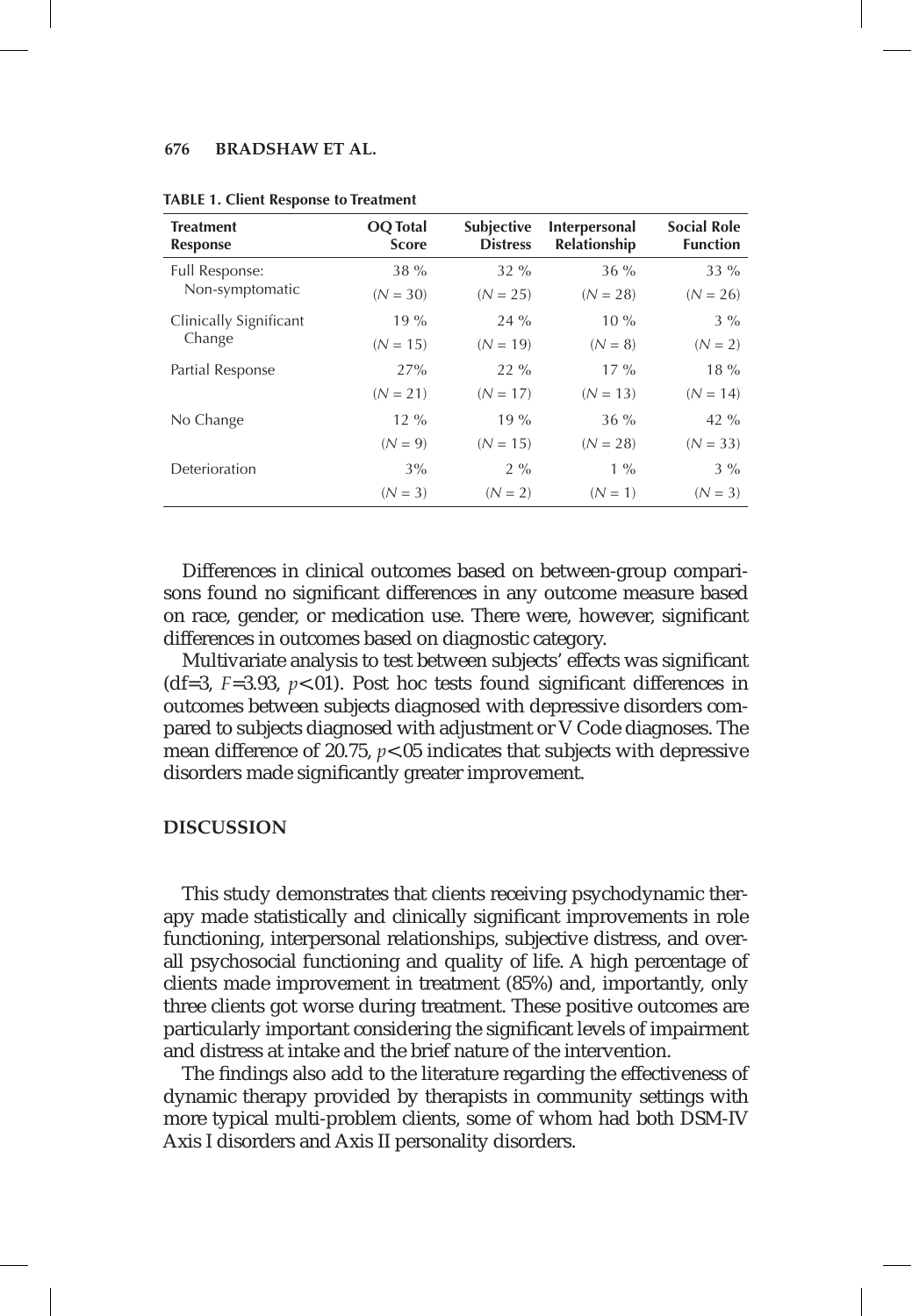**TABLE 1. Client Response to Treatment**

| Treatment Response | OQ Total Score | Subjective Distress | Interpersonal Relationship | Social Role Function |
|---|---|---|---|---|
| Full Response: Non-symptomatic | 38 % ($N = 30$) | 32 % ($N = 25$) | 36 % ($N = 28$) | 33 % ($N = 26$) |
| Clinically Significant Change | 19 % ($N = 15$) | 24 % ($N = 19$) | 10 % ($N = 8$) | 3 % ($N = 2$) |
| Partial Response | 27% ($N = 21$) | 22 % ($N = 17$) | 17 % ($N = 13$) | 18 % ($N = 14$) |
| No Change | 12 % ($N = 9$) | 19 % ($N = 15$) | 36 % ($N = 28$) | 42 % ($N = 33$) |
| Deterioration | 3% ($N = 3$) | 2 % ($N = 2$) | 1 % ($N = 1$) | 3 % ($N = 3$) |

Differences in clinical outcomes based on between-group comparisons found no significant differences in any outcome measure based on race, gender, or medication use. There were, however, significant differences in outcomes based on diagnostic category.

Multivariate analysis to test between subjects' effects was significant (df=3, $F$=3.93, $p$<.01). Post hoc tests found significant differences in outcomes between subjects diagnosed with depressive disorders compared to subjects diagnosed with adjustment or V Code diagnoses. The mean difference of 20.75, $p$<.05 indicates that subjects with depressive disorders made significantly greater improvement.

## DISCUSSION

This study demonstrates that clients receiving psychodynamic therapy made statistically and clinically significant improvements in role functioning, interpersonal relationships, subjective distress, and overall psychosocial functioning and quality of life. A high percentage of clients made improvement in treatment (85%) and, importantly, only three clients got worse during treatment. These positive outcomes are particularly important considering the significant levels of impairment and distress at intake and the brief nature of the intervention.

The findings also add to the literature regarding the effectiveness of dynamic therapy provided by therapists in community settings with more typical multi-problem clients, some of whom had both DSM-IV Axis I disorders and Axis II personality disorders.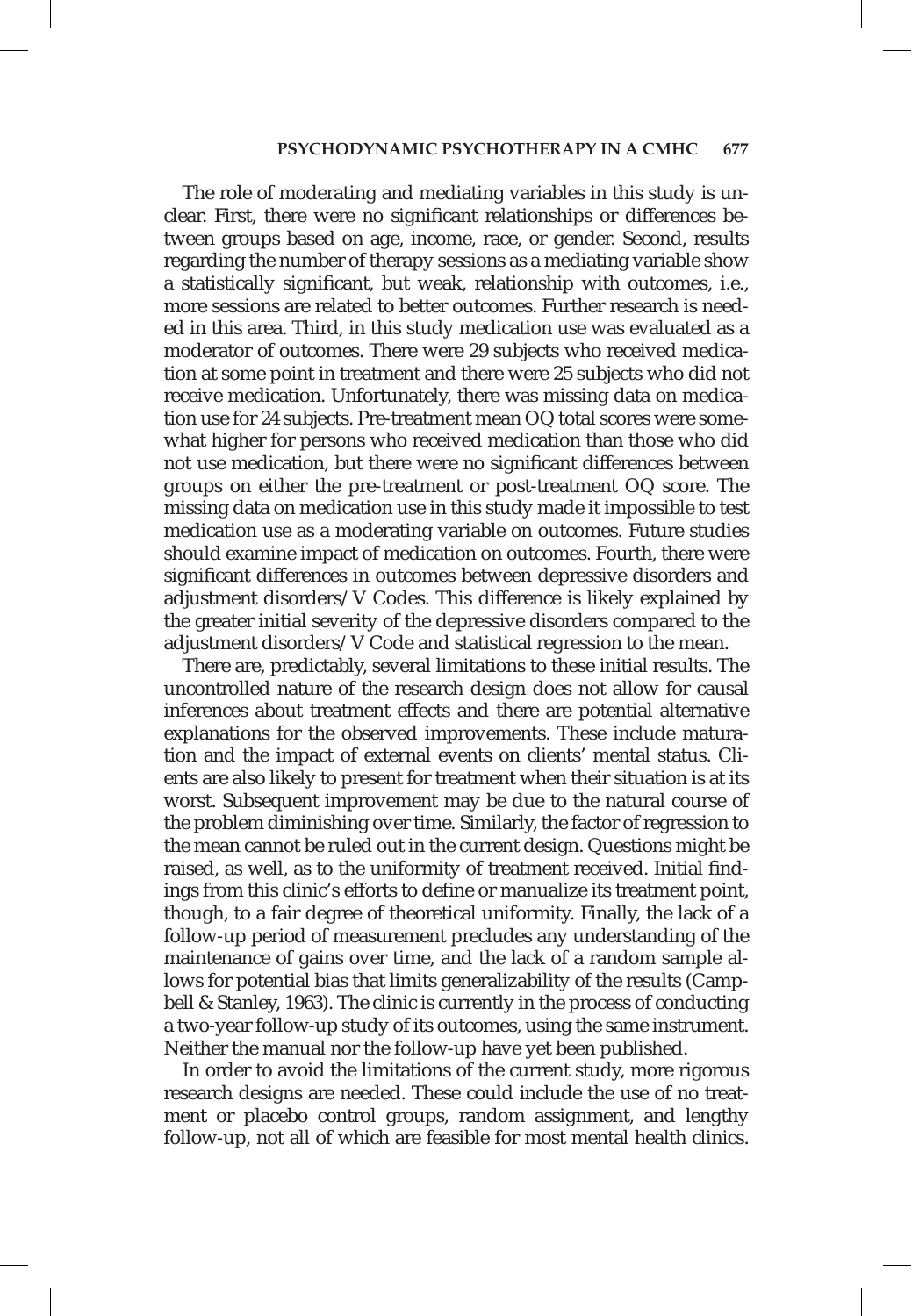The role of moderating and mediating variables in this study is unclear. First, there were no significant relationships or differences between groups based on age, income, race, or gender. Second, results regarding the number of therapy sessions as a mediating variable show a statistically significant, but weak, relationship with outcomes, i.e., more sessions are related to better outcomes. Further research is needed in this area. Third, in this study medication use was evaluated as a moderator of outcomes. There were 29 subjects who received medication at some point in treatment and there were 25 subjects who did not receive medication. Unfortunately, there was missing data on medication use for 24 subjects. Pre-treatment mean OQ total scores were somewhat higher for persons who received medication than those who did not use medication, but there were no significant differences between groups on either the pre-treatment or post-treatment OQ score. The missing data on medication use in this study made it impossible to test medication use as a moderating variable on outcomes. Future studies should examine impact of medication on outcomes. Fourth, there were significant differences in outcomes between depressive disorders and adjustment disorders/V Codes. This difference is likely explained by the greater initial severity of the depressive disorders compared to the adjustment disorders/V Code and statistical regression to the mean.

There are, predictably, several limitations to these initial results. The uncontrolled nature of the research design does not allow for causal inferences about treatment effects and there are potential alternative explanations for the observed improvements. These include maturation and the impact of external events on clients' mental status. Clients are also likely to present for treatment when their situation is at its worst. Subsequent improvement may be due to the natural course of the problem diminishing over time. Similarly, the factor of regression to the mean cannot be ruled out in the current design. Questions might be raised, as well, as to the uniformity of treatment received. Initial findings from this clinic's efforts to define or manualize its treatment point, though, to a fair degree of theoretical uniformity. Finally, the lack of a follow-up period of measurement precludes any understanding of the maintenance of gains over time, and the lack of a random sample allows for potential bias that limits generalizability of the results (Campbell & Stanley, 1963). The clinic is currently in the process of conducting a two-year follow-up study of its outcomes, using the same instrument. Neither the manual nor the follow-up have yet been published.

In order to avoid the limitations of the current study, more rigorous research designs are needed. These could include the use of no treatment or placebo control groups, random assignment, and lengthy follow-up, not all of which are feasible for most mental health clinics.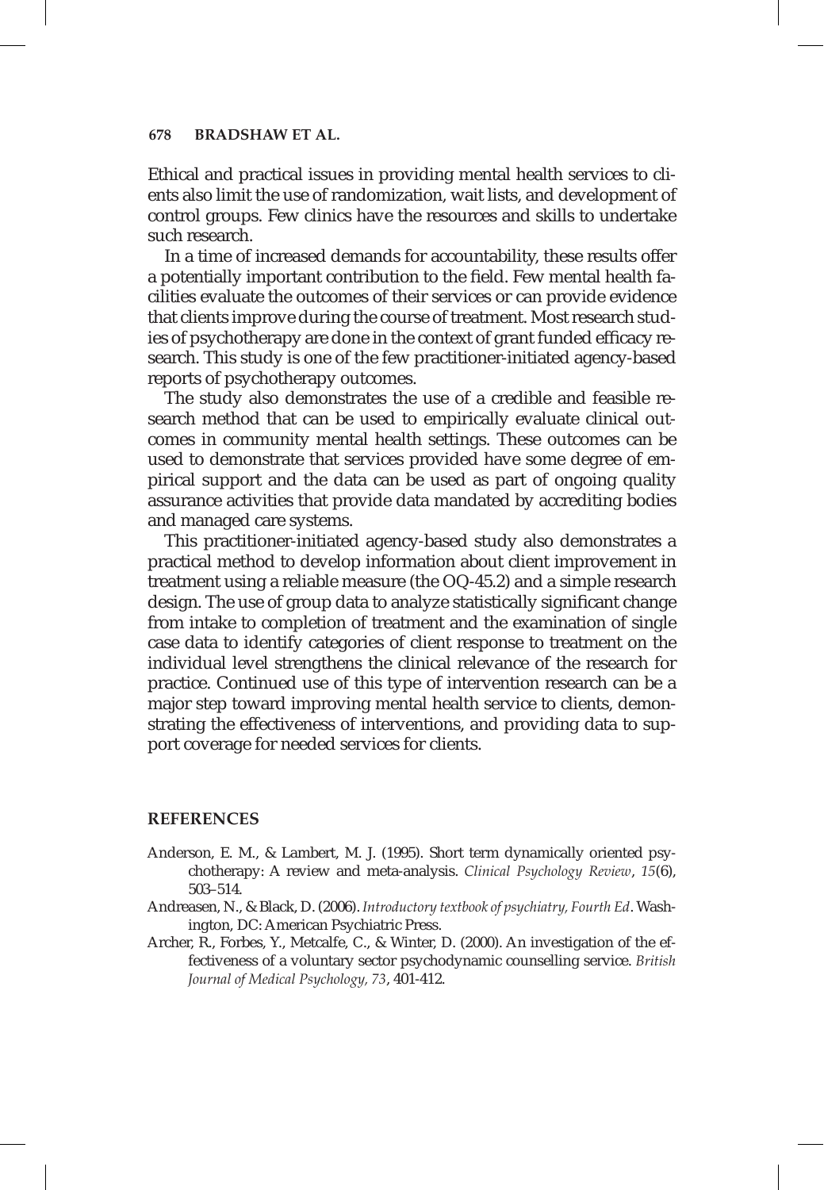Ethical and practical issues in providing mental health services to clients also limit the use of randomization, wait lists, and development of control groups. Few clinics have the resources and skills to undertake such research.

In a time of increased demands for accountability, these results offer a potentially important contribution to the field. Few mental health facilities evaluate the outcomes of their services or can provide evidence that clients improve during the course of treatment. Most research studies of psychotherapy are done in the context of grant funded efficacy research. This study is one of the few practitioner-initiated agency-based reports of psychotherapy outcomes.

The study also demonstrates the use of a credible and feasible research method that can be used to empirically evaluate clinical outcomes in community mental health settings. These outcomes can be used to demonstrate that services provided have some degree of empirical support and the data can be used as part of ongoing quality assurance activities that provide data mandated by accrediting bodies and managed care systems.

This practitioner-initiated agency-based study also demonstrates a practical method to develop information about client improvement in treatment using a reliable measure (the OQ-45.2) and a simple research design. The use of group data to analyze statistically significant change from intake to completion of treatment and the examination of single case data to identify categories of client response to treatment on the individual level strengthens the clinical relevance of the research for practice. Continued use of this type of intervention research can be a major step toward improving mental health service to clients, demonstrating the effectiveness of interventions, and providing data to support coverage for needed services for clients.

## REFERENCES

Anderson, E. M., & Lambert, M. J. (1995). Short term dynamically oriented psychotherapy: A review and meta-analysis. *Clinical Psychology Review*, *15*(6), 503–514.

Andreasen, N., & Black, D. (2006). *Introductory textbook of psychiatry, Fourth Ed*. Washington, DC: American Psychiatric Press.

Archer, R., Forbes, Y., Metcalfe, C., & Winter, D. (2000). An investigation of the effectiveness of a voluntary sector psychodynamic counselling service. *British Journal of Medical Psychology, 73*, 401-412.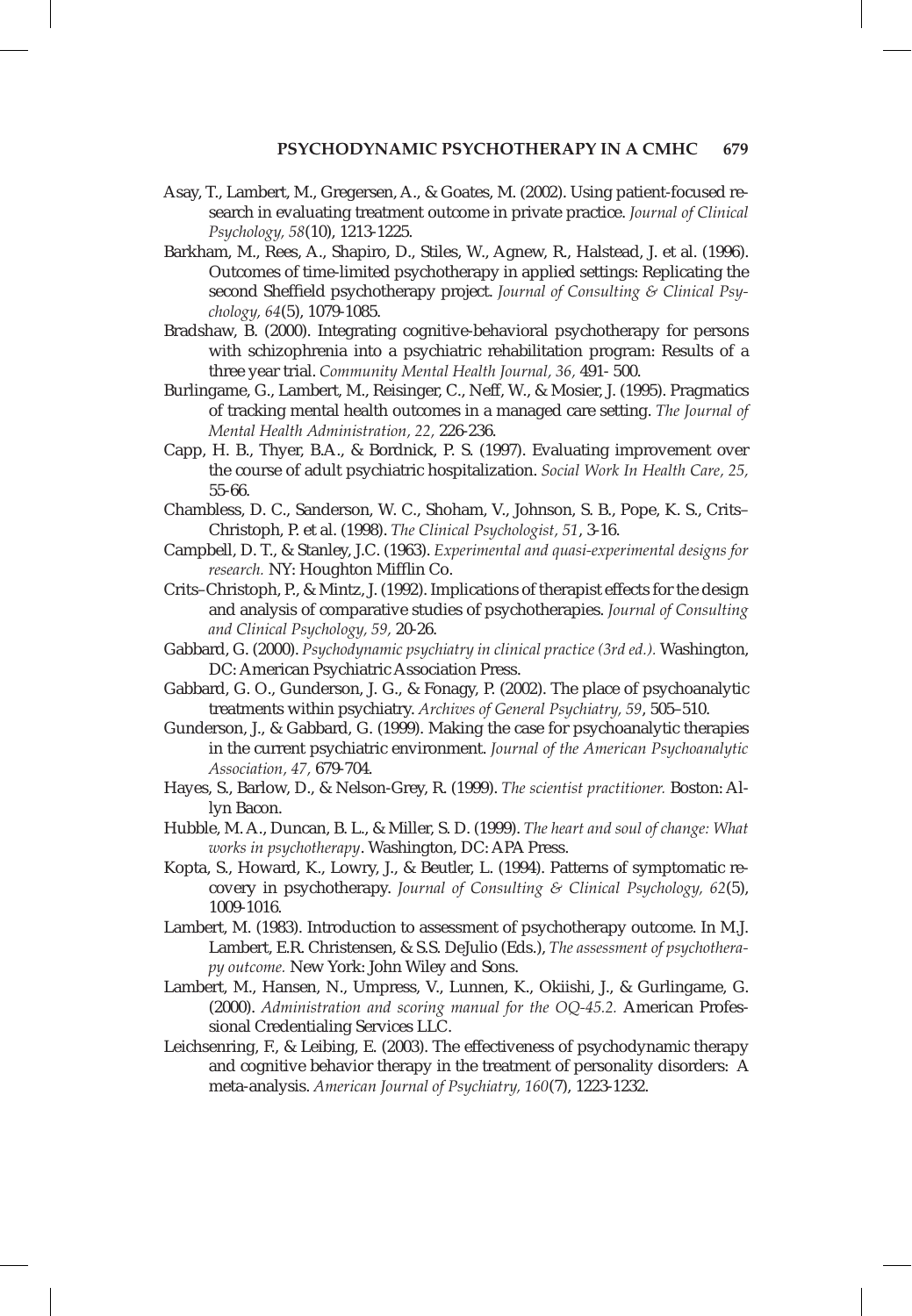Asay, T., Lambert, M., Gregersen, A., & Goates, M. (2002). Using patient-focused research in evaluating treatment outcome in private practice. *Journal of Clinical Psychology, 58*(10), 1213-1225.

Barkham, M., Rees, A., Shapiro, D., Stiles, W., Agnew, R., Halstead, J. et al. (1996). Outcomes of time-limited psychotherapy in applied settings: Replicating the second Sheffield psychotherapy project. *Journal of Consulting & Clinical Psychology, 64*(5), 1079-1085.

Bradshaw, B. (2000). Integrating cognitive-behavioral psychotherapy for persons with schizophrenia into a psychiatric rehabilitation program: Results of a three year trial. *Community Mental Health Journal, 36,* 491- 500.

Burlingame, G., Lambert, M., Reisinger, C., Neff, W., & Mosier, J. (1995). Pragmatics of tracking mental health outcomes in a managed care setting. *The Journal of Mental Health Administration, 22,* 226-236.

Capp, H. B., Thyer, B.A., & Bordnick, P. S. (1997). Evaluating improvement over the course of adult psychiatric hospitalization. *Social Work In Health Care, 25,* 55-66.

Chambless, D. C., Sanderson, W. C., Shoham, V., Johnson, S. B., Pope, K. S., Crits–Christoph, P. et al. (1998). *The Clinical Psychologist, 51*, 3-16.

Campbell, D. T., & Stanley, J.C. (1963). *Experimental and quasi-experimental designs for research.* NY: Houghton Mifflin Co.

Crits–Christoph, P., & Mintz, J. (1992). Implications of therapist effects for the design and analysis of comparative studies of psychotherapies. *Journal of Consulting and Clinical Psychology, 59,* 20-26.

Gabbard, G. (2000). *Psychodynamic psychiatry in clinical practice (3rd ed.).* Washington, DC: American Psychiatric Association Press.

Gabbard, G. O., Gunderson, J. G., & Fonagy, P. (2002). The place of psychoanalytic treatments within psychiatry. *Archives of General Psychiatry, 59*, 505–510.

Gunderson, J., & Gabbard, G. (1999). Making the case for psychoanalytic therapies in the current psychiatric environment. *Journal of the American Psychoanalytic Association, 47,* 679-704.

Hayes, S., Barlow, D., & Nelson-Grey, R. (1999). *The scientist practitioner.* Boston: Allyn Bacon.

Hubble, M. A., Duncan, B. L., & Miller, S. D. (1999). *The heart and soul of change: What works in psychotherapy*. Washington, DC: APA Press.

Kopta, S., Howard, K., Lowry, J., & Beutler, L. (1994). Patterns of symptomatic recovery in psychotherapy. *Journal of Consulting & Clinical Psychology, 62*(5), 1009-1016.

Lambert, M. (1983). Introduction to assessment of psychotherapy outcome. In M.J. Lambert, E.R. Christensen, & S.S. DeJulio (Eds.), *The assessment of psychotherapy outcome.* New York: John Wiley and Sons.

Lambert, M., Hansen, N., Umpress, V., Lunnen, K., Okiishi, J., & Gurlingame, G. (2000). *Administration and scoring manual for the OQ-45.2.* American Professional Credentialing Services LLC.

Leichsenring, F., & Leibing, E. (2003). The effectiveness of psychodynamic therapy and cognitive behavior therapy in the treatment of personality disorders: A meta-analysis. *American Journal of Psychiatry, 160*(7), 1223-1232.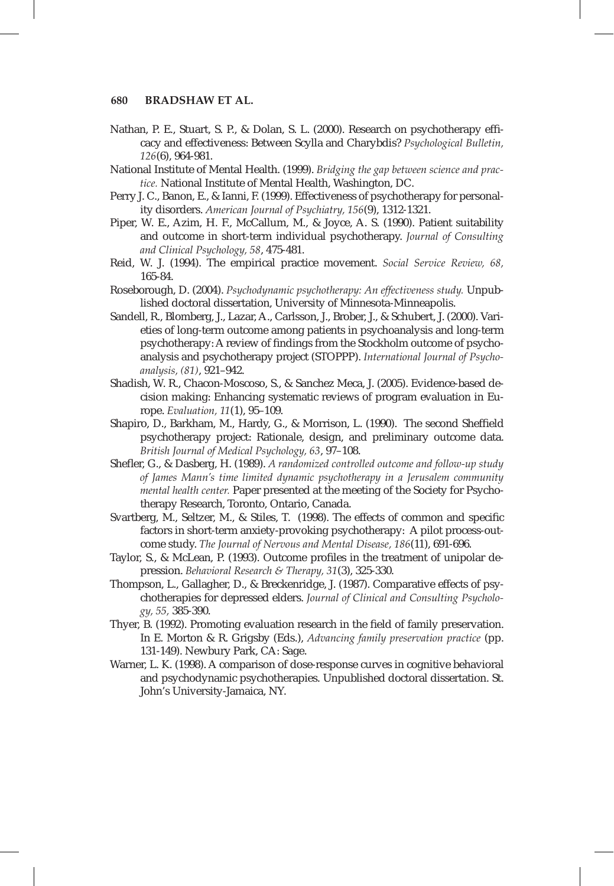Nathan, P. E., Stuart, S. P., & Dolan, S. L. (2000). Research on psychotherapy efficacy and effectiveness: Between Scylla and Charybdis? *Psychological Bulletin, 126*(6), 964-981.

National Institute of Mental Health. (1999). *Bridging the gap between science and practice.* National Institute of Mental Health, Washington, DC.

Perry J. C., Banon, E., & Ianni, F. (1999). Effectiveness of psychotherapy for personality disorders. *American Journal of Psychiatry, 156*(9), 1312-1321.

Piper, W. E., Azim, H. F., McCallum, M., & Joyce, A. S. (1990). Patient suitability and outcome in short-term individual psychotherapy. *Journal of Consulting and Clinical Psychology, 58*, 475-481.

Reid, W. J. (1994). The empirical practice movement. *Social Service Review, 68,* 165-84.

Roseborough, D. (2004). *Psychodynamic psychotherapy: An effectiveness study.* Unpublished doctoral dissertation, University of Minnesota-Minneapolis.

Sandell, R., Blomberg, J., Lazar, A., Carlsson, J., Brober, J., & Schubert, J. (2000). Varieties of long-term outcome among patients in psychoanalysis and long-term psychotherapy: A review of findings from the Stockholm outcome of psychoanalysis and psychotherapy project (STOPPP). *International Journal of Psychoanalysis, (81)*, 921–942.

Shadish, W. R., Chacon-Moscoso, S., & Sanchez Meca, J. (2005). Evidence-based decision making: Enhancing systematic reviews of program evaluation in Europe. *Evaluation, 11*(1), 95–109.

Shapiro, D., Barkham, M., Hardy, G., & Morrison, L. (1990). The second Sheffield psychotherapy project: Rationale, design, and preliminary outcome data. *British Journal of Medical Psychology, 63*, 97–108.

Shefler, G., & Dasberg, H. (1989). *A randomized controlled outcome and follow-up study of James Mann's time limited dynamic psychotherapy in a Jerusalem community mental health center.* Paper presented at the meeting of the Society for Psychotherapy Research, Toronto, Ontario, Canada.

Svartberg, M., Seltzer, M., & Stiles, T. (1998). The effects of common and specific factors in short-term anxiety-provoking psychotherapy: A pilot process-outcome study. *The Journal of Nervous and Mental Disease, 186*(11), 691-696.

Taylor, S., & McLean, P. (1993). Outcome profiles in the treatment of unipolar depression. *Behavioral Research & Therapy, 31*(3), 325-330.

Thompson, L., Gallagher, D., & Breckenridge, J. (1987). Comparative effects of psychotherapies for depressed elders. *Journal of Clinical and Consulting Psychology, 55,* 385-390.

Thyer, B. (1992). Promoting evaluation research in the field of family preservation. In E. Morton & R. Grigsby (Eds.), *Advancing family preservation practice* (pp. 131-149). Newbury Park, CA: Sage.

Warner, L. K. (1998). A comparison of dose-response curves in cognitive behavioral and psychodynamic psychotherapies. Unpublished doctoral dissertation. St. John's University-Jamaica, NY.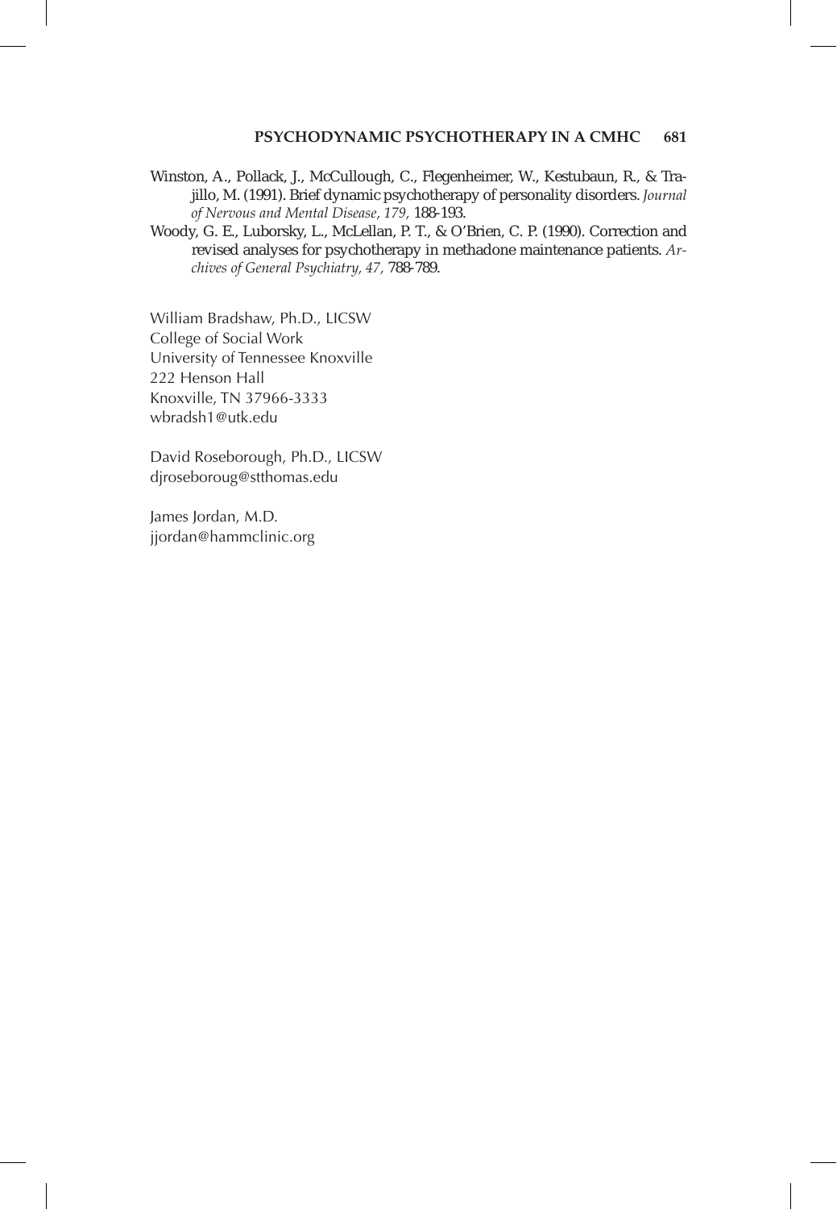Winston, A., Pollack, J., McCullough, C., Flegenheimer, W., Kestubaun, R., & Trajillo, M. (1991). Brief dynamic psychotherapy of personality disorders. *Journal of Nervous and Mental Disease, 179,* 188-193.

Woody, G. E., Luborsky, L., McLellan, P. T., & O'Brien, C. P. (1990). Correction and revised analyses for psychotherapy in methadone maintenance patients. *Archives of General Psychiatry, 47,* 788-789.

William Bradshaw, Ph.D., LICSW
College of Social Work
University of Tennessee Knoxville
222 Henson Hall
Knoxville, TN 37966-3333
wbradsh1@utk.edu

David Roseborough, Ph.D., LICSW
djroseboroug@stthomas.edu

James Jordan, M.D.
jjordan@hammclinic.org